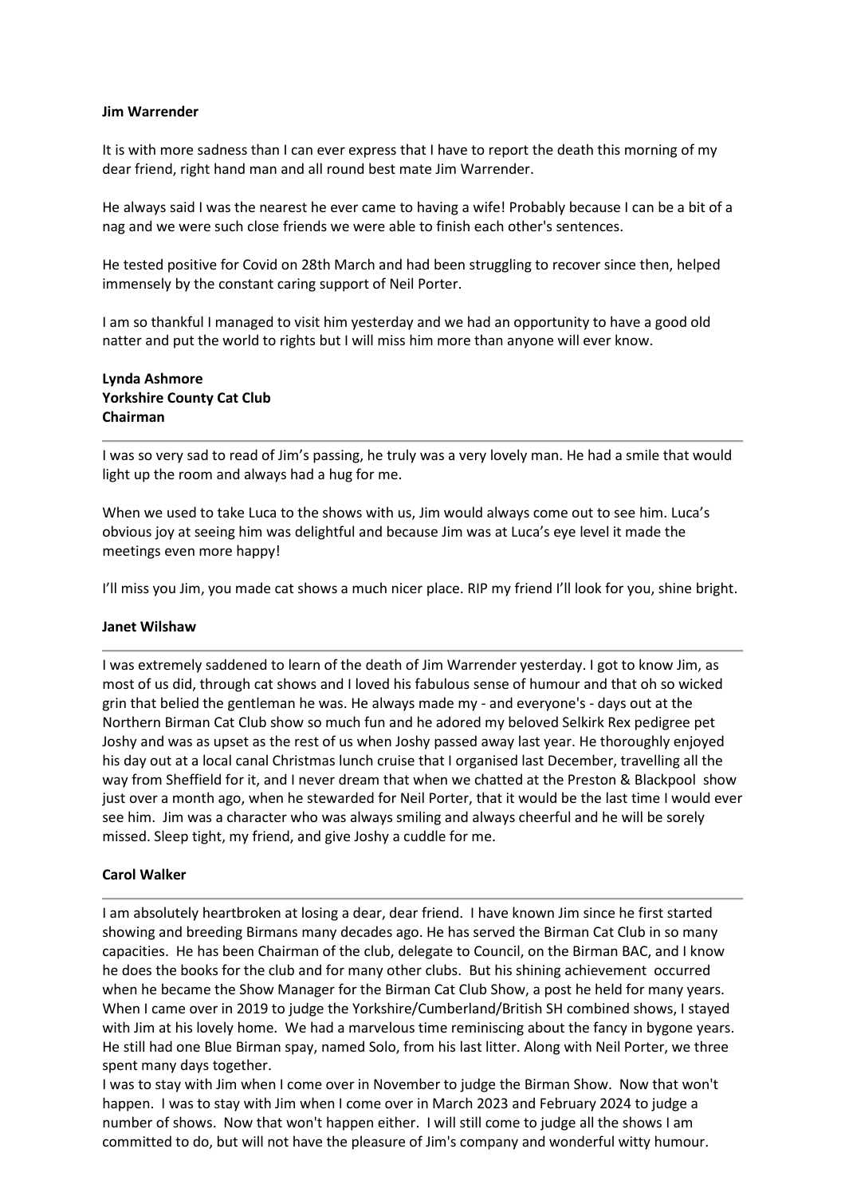**Jim Warrender**

It is with more sadness than I can ever express that I have to report the death this morning of my dear friend, right hand man and all round best mate Jim Warrender.

He always said I was the nearest he ever came to having a wife! Probably because I can be a bit of a nag and we were such close friends we were able to finish each other's sentences.

He tested positive for Covid on 28th March and had been struggling to recover since then, helped immensely by the constant caring support of Neil Porter.

I am so thankful I managed to visit him yesterday and we had an opportunity to have a good old natter and put the world to rights but I will miss him more than anyone will ever know.

**Lynda Ashmore**
**Yorkshire County Cat Club**
**Chairman**

---

I was so very sad to read of Jim's passing, he truly was a very lovely man. He had a smile that would light up the room and always had a hug for me.

When we used to take Luca to the shows with us, Jim would always come out to see him. Luca's obvious joy at seeing him was delightful and because Jim was at Luca's eye level it made the meetings even more happy!

I'll miss you Jim, you made cat shows a much nicer place. RIP my friend I'll look for you, shine bright.

**Janet Wilshaw**

---

I was extremely saddened to learn of the death of Jim Warrender yesterday. I got to know Jim, as most of us did, through cat shows and I loved his fabulous sense of humour and that oh so wicked grin that belied the gentleman he was. He always made my - and everyone's - days out at the Northern Birman Cat Club show so much fun and he adored my beloved Selkirk Rex pedigree pet Joshy and was as upset as the rest of us when Joshy passed away last year. He thoroughly enjoyed his day out at a local canal Christmas lunch cruise that I organised last December, travelling all the way from Sheffield for it, and I never dream that when we chatted at the Preston & Blackpool show just over a month ago, when he stewarded for Neil Porter, that it would be the last time I would ever see him. Jim was a character who was always smiling and always cheerful and he will be sorely missed. Sleep tight, my friend, and give Joshy a cuddle for me.

**Carol Walker**

---

I am absolutely heartbroken at losing a dear, dear friend. I have known Jim since he first started showing and breeding Birmans many decades ago. He has served the Birman Cat Club in so many capacities. He has been Chairman of the club, delegate to Council, on the Birman BAC, and I know he does the books for the club and for many other clubs. But his shining achievement occurred when he became the Show Manager for the Birman Cat Club Show, a post he held for many years. When I came over in 2019 to judge the Yorkshire/Cumberland/British SH combined shows, I stayed with Jim at his lovely home. We had a marvelous time reminiscing about the fancy in bygone years. He still had one Blue Birman spay, named Solo, from his last litter. Along with Neil Porter, we three spent many days together.
I was to stay with Jim when I come over in November to judge the Birman Show. Now that won't happen. I was to stay with Jim when I come over in March 2023 and February 2024 to judge a number of shows. Now that won't happen either. I will still come to judge all the shows I am committed to do, but will not have the pleasure of Jim's company and wonderful witty humour.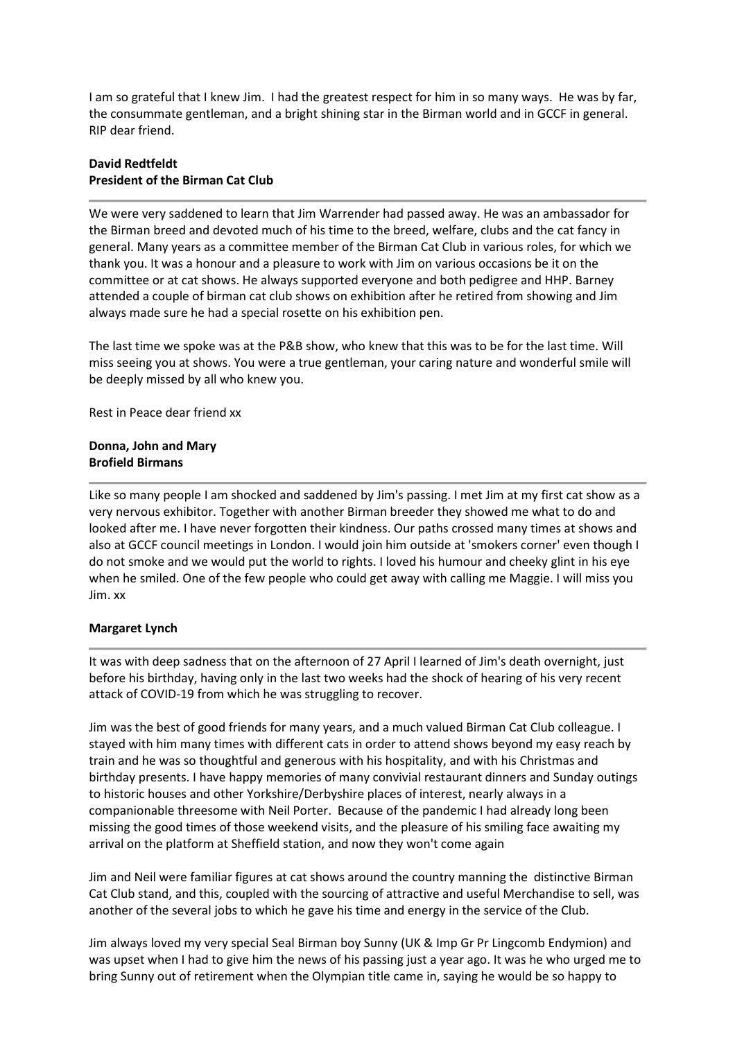I am so grateful that I knew Jim. I had the greatest respect for him in so many ways. He was by far, the consummate gentleman, and a bright shining star in the Birman world and in GCCF in general. RIP dear friend.

**David Redtfeldt**
**President of the Birman Cat Club**

---

We were very saddened to learn that Jim Warrender had passed away. He was an ambassador for the Birman breed and devoted much of his time to the breed, welfare, clubs and the cat fancy in general. Many years as a committee member of the Birman Cat Club in various roles, for which we thank you. It was a honour and a pleasure to work with Jim on various occasions be it on the committee or at cat shows. He always supported everyone and both pedigree and HHP. Barney attended a couple of birman cat club shows on exhibition after he retired from showing and Jim always made sure he had a special rosette on his exhibition pen.

The last time we spoke was at the P&B show, who knew that this was to be for the last time. Will miss seeing you at shows. You were a true gentleman, your caring nature and wonderful smile will be deeply missed by all who knew you.

Rest in Peace dear friend xx

**Donna, John and Mary**
**Brofield Birmans**

---

Like so many people I am shocked and saddened by Jim's passing. I met Jim at my first cat show as a very nervous exhibitor. Together with another Birman breeder they showed me what to do and looked after me. I have never forgotten their kindness. Our paths crossed many times at shows and also at GCCF council meetings in London. I would join him outside at 'smokers corner' even though I do not smoke and we would put the world to rights. I loved his humour and cheeky glint in his eye when he smiled. One of the few people who could get away with calling me Maggie. I will miss you Jim. xx

**Margaret Lynch**

---

It was with deep sadness that on the afternoon of 27 April I learned of Jim's death overnight, just before his birthday, having only in the last two weeks had the shock of hearing of his very recent attack of COVID-19 from which he was struggling to recover.

Jim was the best of good friends for many years, and a much valued Birman Cat Club colleague. I stayed with him many times with different cats in order to attend shows beyond my easy reach by train and he was so thoughtful and generous with his hospitality, and with his Christmas and birthday presents. I have happy memories of many convivial restaurant dinners and Sunday outings to historic houses and other Yorkshire/Derbyshire places of interest, nearly always in a companionable threesome with Neil Porter. Because of the pandemic I had already long been missing the good times of those weekend visits, and the pleasure of his smiling face awaiting my arrival on the platform at Sheffield station, and now they won't come again

Jim and Neil were familiar figures at cat shows around the country manning the distinctive Birman Cat Club stand, and this, coupled with the sourcing of attractive and useful Merchandise to sell, was another of the several jobs to which he gave his time and energy in the service of the Club.

Jim always loved my very special Seal Birman boy Sunny (UK & Imp Gr Pr Lingcomb Endymion) and was upset when I had to give him the news of his passing just a year ago. It was he who urged me to bring Sunny out of retirement when the Olympian title came in, saying he would be so happy to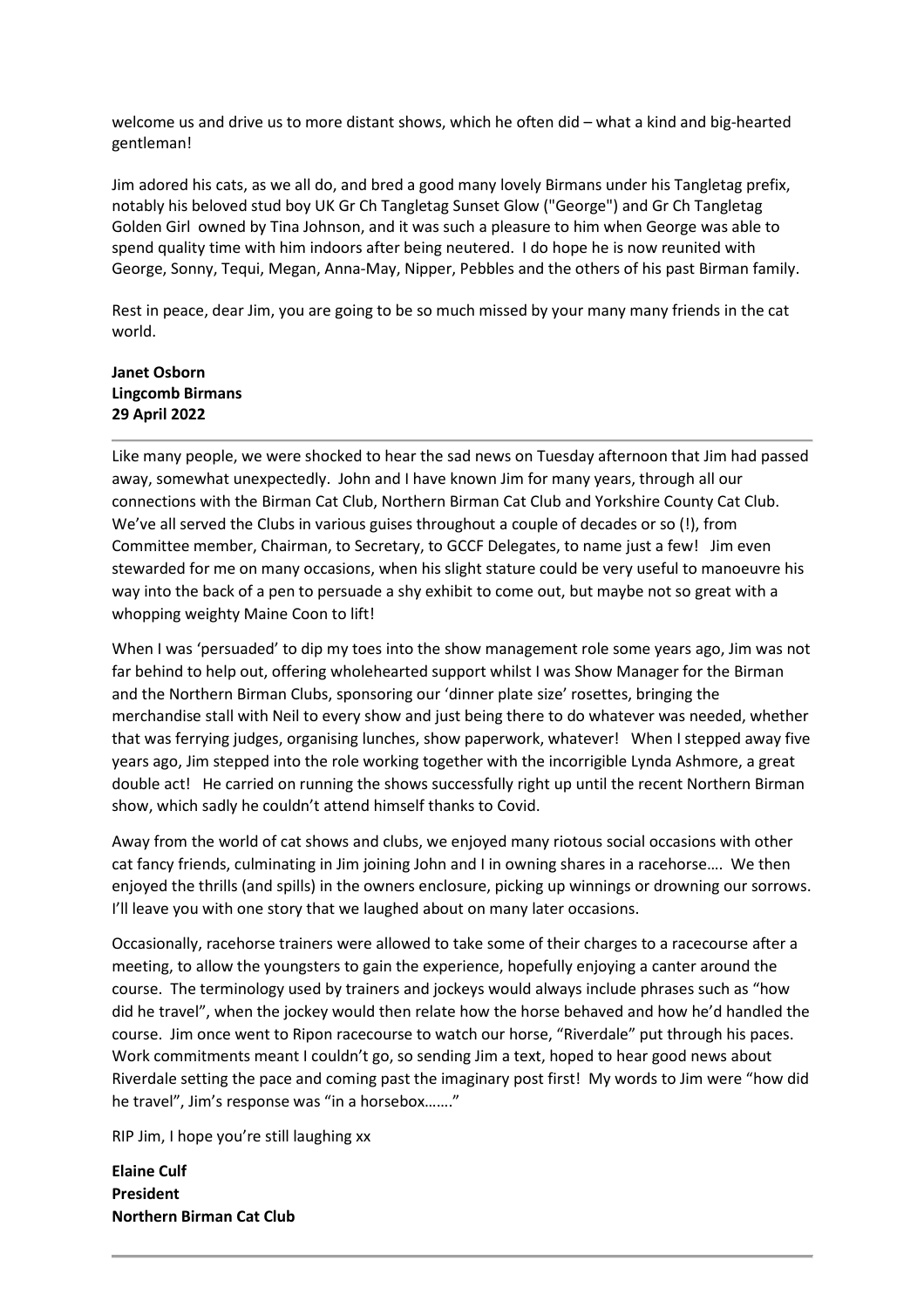welcome us and drive us to more distant shows, which he often did – what a kind and big-hearted gentleman!

Jim adored his cats, as we all do, and bred a good many lovely Birmans under his Tangletag prefix, notably his beloved stud boy UK Gr Ch Tangletag Sunset Glow ("George") and Gr Ch Tangletag Golden Girl owned by Tina Johnson, and it was such a pleasure to him when George was able to spend quality time with him indoors after being neutered. I do hope he is now reunited with George, Sonny, Tequi, Megan, Anna-May, Nipper, Pebbles and the others of his past Birman family.

Rest in peace, dear Jim, you are going to be so much missed by your many many friends in the cat world.

**Janet Osborn**
**Lingcomb Birmans**
**29 April 2022**

---

Like many people, we were shocked to hear the sad news on Tuesday afternoon that Jim had passed away, somewhat unexpectedly. John and I have known Jim for many years, through all our connections with the Birman Cat Club, Northern Birman Cat Club and Yorkshire County Cat Club. We've all served the Clubs in various guises throughout a couple of decades or so (!), from Committee member, Chairman, to Secretary, to GCCF Delegates, to name just a few! Jim even stewarded for me on many occasions, when his slight stature could be very useful to manoeuvre his way into the back of a pen to persuade a shy exhibit to come out, but maybe not so great with a whopping weighty Maine Coon to lift!

When I was 'persuaded' to dip my toes into the show management role some years ago, Jim was not far behind to help out, offering wholehearted support whilst I was Show Manager for the Birman and the Northern Birman Clubs, sponsoring our 'dinner plate size' rosettes, bringing the merchandise stall with Neil to every show and just being there to do whatever was needed, whether that was ferrying judges, organising lunches, show paperwork, whatever! When I stepped away five years ago, Jim stepped into the role working together with the incorrigible Lynda Ashmore, a great double act! He carried on running the shows successfully right up until the recent Northern Birman show, which sadly he couldn't attend himself thanks to Covid.

Away from the world of cat shows and clubs, we enjoyed many riotous social occasions with other cat fancy friends, culminating in Jim joining John and I in owning shares in a racehorse…. We then enjoyed the thrills (and spills) in the owners enclosure, picking up winnings or drowning our sorrows. I'll leave you with one story that we laughed about on many later occasions.

Occasionally, racehorse trainers were allowed to take some of their charges to a racecourse after a meeting, to allow the youngsters to gain the experience, hopefully enjoying a canter around the course. The terminology used by trainers and jockeys would always include phrases such as "how did he travel", when the jockey would then relate how the horse behaved and how he'd handled the course. Jim once went to Ripon racecourse to watch our horse, "Riverdale" put through his paces. Work commitments meant I couldn't go, so sending Jim a text, hoped to hear good news about Riverdale setting the pace and coming past the imaginary post first! My words to Jim were "how did he travel", Jim's response was "in a horsebox……."

RIP Jim, I hope you're still laughing xx

**Elaine Culf**
**President**
**Northern Birman Cat Club**

---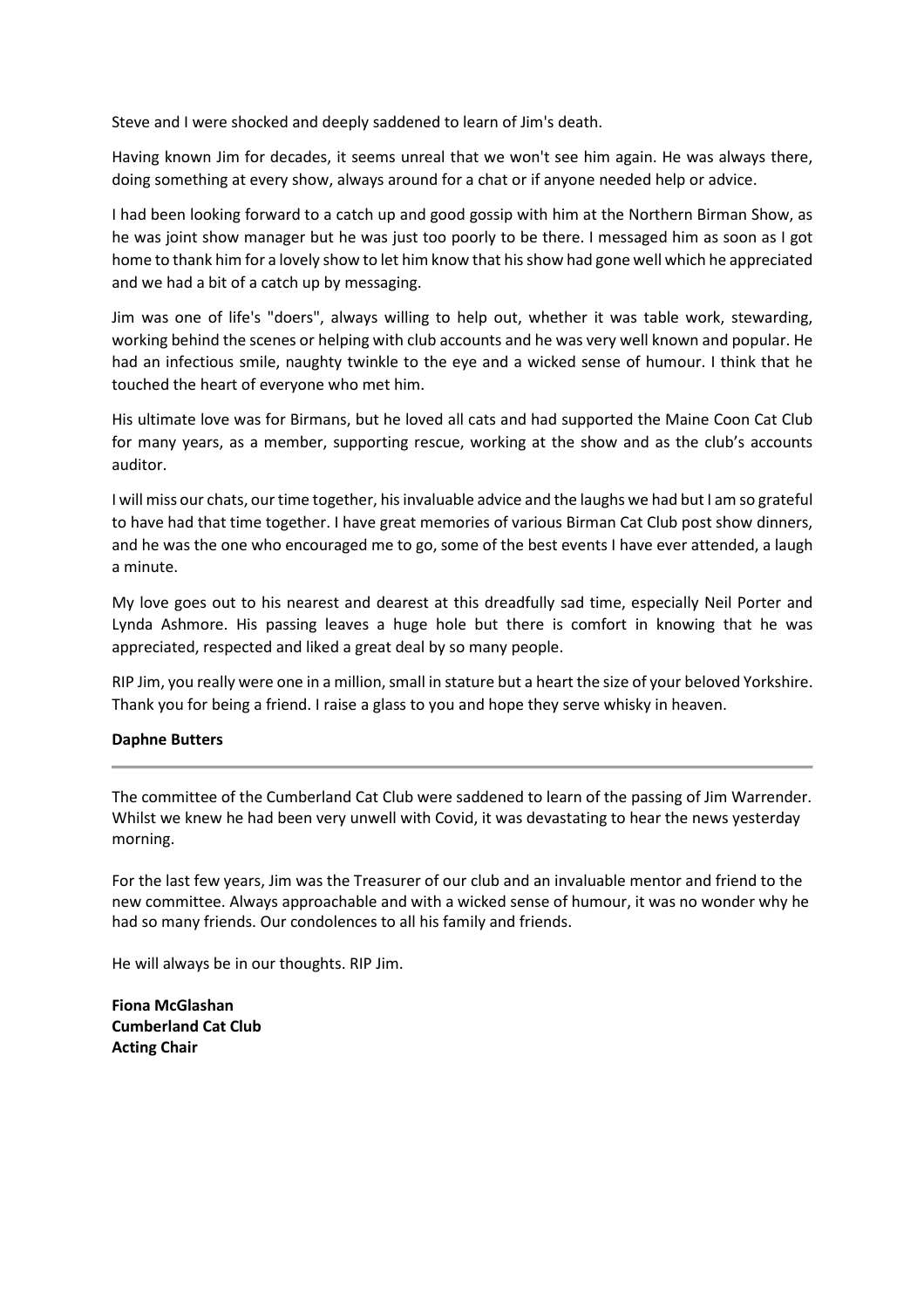Steve and I were shocked and deeply saddened to learn of Jim's death.

Having known Jim for decades, it seems unreal that we won't see him again. He was always there, doing something at every show, always around for a chat or if anyone needed help or advice.

I had been looking forward to a catch up and good gossip with him at the Northern Birman Show, as he was joint show manager but he was just too poorly to be there. I messaged him as soon as I got home to thank him for a lovely show to let him know that his show had gone well which he appreciated and we had a bit of a catch up by messaging.

Jim was one of life's "doers", always willing to help out, whether it was table work, stewarding, working behind the scenes or helping with club accounts and he was very well known and popular. He had an infectious smile, naughty twinkle to the eye and a wicked sense of humour. I think that he touched the heart of everyone who met him.

His ultimate love was for Birmans, but he loved all cats and had supported the Maine Coon Cat Club for many years, as a member, supporting rescue, working at the show and as the club's accounts auditor.

I will miss our chats, our time together, his invaluable advice and the laughs we had but I am so grateful to have had that time together. I have great memories of various Birman Cat Club post show dinners, and he was the one who encouraged me to go, some of the best events I have ever attended, a laugh a minute.

My love goes out to his nearest and dearest at this dreadfully sad time, especially Neil Porter and Lynda Ashmore. His passing leaves a huge hole but there is comfort in knowing that he was appreciated, respected and liked a great deal by so many people.

RIP Jim, you really were one in a million, small in stature but a heart the size of your beloved Yorkshire. Thank you for being a friend. I raise a glass to you and hope they serve whisky in heaven.

**Daphne Butters**

---

The committee of the Cumberland Cat Club were saddened to learn of the passing of Jim Warrender. Whilst we knew he had been very unwell with Covid, it was devastating to hear the news yesterday morning.

For the last few years, Jim was the Treasurer of our club and an invaluable mentor and friend to the new committee. Always approachable and with a wicked sense of humour, it was no wonder why he had so many friends. Our condolences to all his family and friends.

He will always be in our thoughts. RIP Jim.

**Fiona McGlashan**
**Cumberland Cat Club**
**Acting Chair**